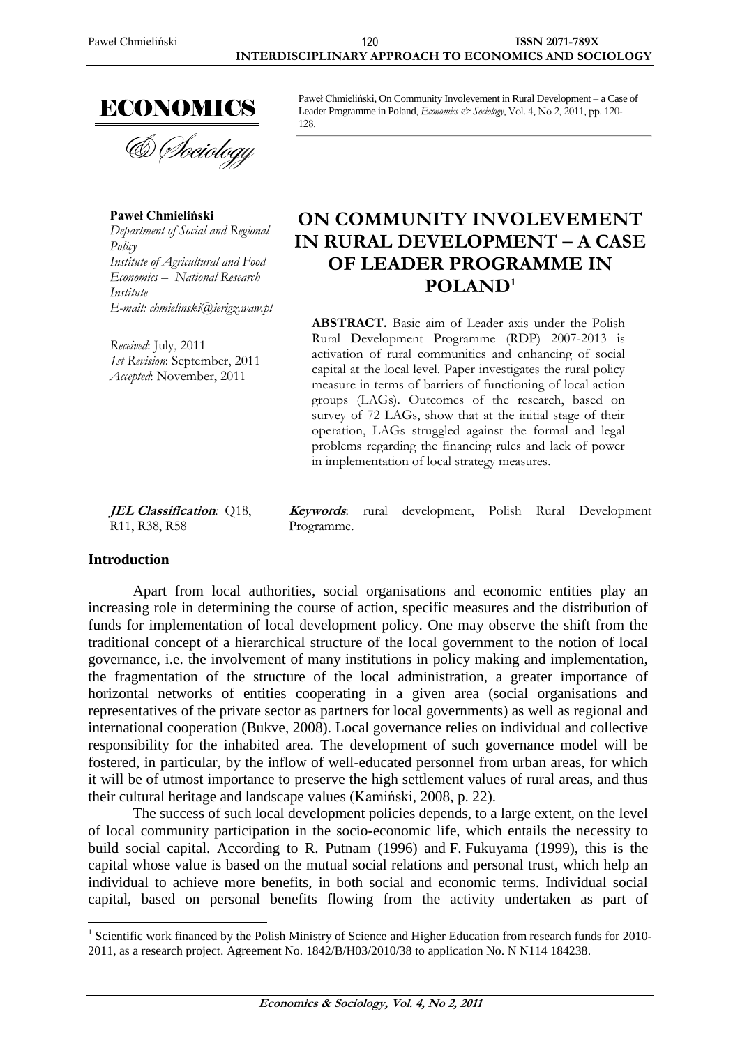Paweł Chmieliński, On Community Involevement in Rural Development – a Case of Leader Programme in Poland, *Economics & Sociology*, Vol. 4, No 2, 2011, pp. 120-128.

**Paweł Chmieliński**
*Department of Social and Regional Policy*
*Institute of Agricultural and Food Economics – National Research Institute*
*E-mail: chmielinski@ierigz.waw.pl*

*Received*: July, 2011
*1st Revision*: September, 2011
*Accepted*: November, 2011

# ON COMMUNITY INVOLEVEMENT IN RURAL DEVELOPMENT – A CASE OF LEADER PROGRAMME IN POLAND[1]

**ABSTRACT.** Basic aim of Leader axis under the Polish Rural Development Programme (RDP) 2007-2013 is activation of rural communities and enhancing of social capital at the local level. Paper investigates the rural policy measure in terms of barriers of functioning of local action groups (LAGs). Outcomes of the research, based on survey of 72 LAGs, show that at the initial stage of their operation, LAGs struggled against the formal and legal problems regarding the financing rules and lack of power in implementation of local strategy measures.

***JEL Classification**:* Q18, R11, R38, R58

***Keywords***: rural development, Polish Rural Development Programme.

## Introduction

Apart from local authorities, social organisations and economic entities play an increasing role in determining the course of action, specific measures and the distribution of funds for implementation of local development policy. One may observe the shift from the traditional concept of a hierarchical structure of the local government to the notion of local governance, i.e. the involvement of many institutions in policy making and implementation, the fragmentation of the structure of the local administration, a greater importance of horizontal networks of entities cooperating in a given area (social organisations and representatives of the private sector as partners for local governments) as well as regional and international cooperation (Bukve, 2008). Local governance relies on individual and collective responsibility for the inhabited area. The development of such governance model will be fostered, in particular, by the inflow of well-educated personnel from urban areas, for which it will be of utmost importance to preserve the high settlement values of rural areas, and thus their cultural heritage and landscape values (Kamiński, 2008, p. 22).

The success of such local development policies depends, to a large extent, on the level of local community participation in the socio-economic life, which entails the necessity to build social capital. According to R. Putnam (1996) and F. Fukuyama (1999), this is the capital whose value is based on the mutual social relations and personal trust, which help an individual to achieve more benefits, in both social and economic terms. Individual social capital, based on personal benefits flowing from the activity undertaken as part of

[1] Scientific work financed by the Polish Ministry of Science and Higher Education from research funds for 2010-2011, as a research project. Agreement No. 1842/B/H03/2010/38 to application No. N N114 184238.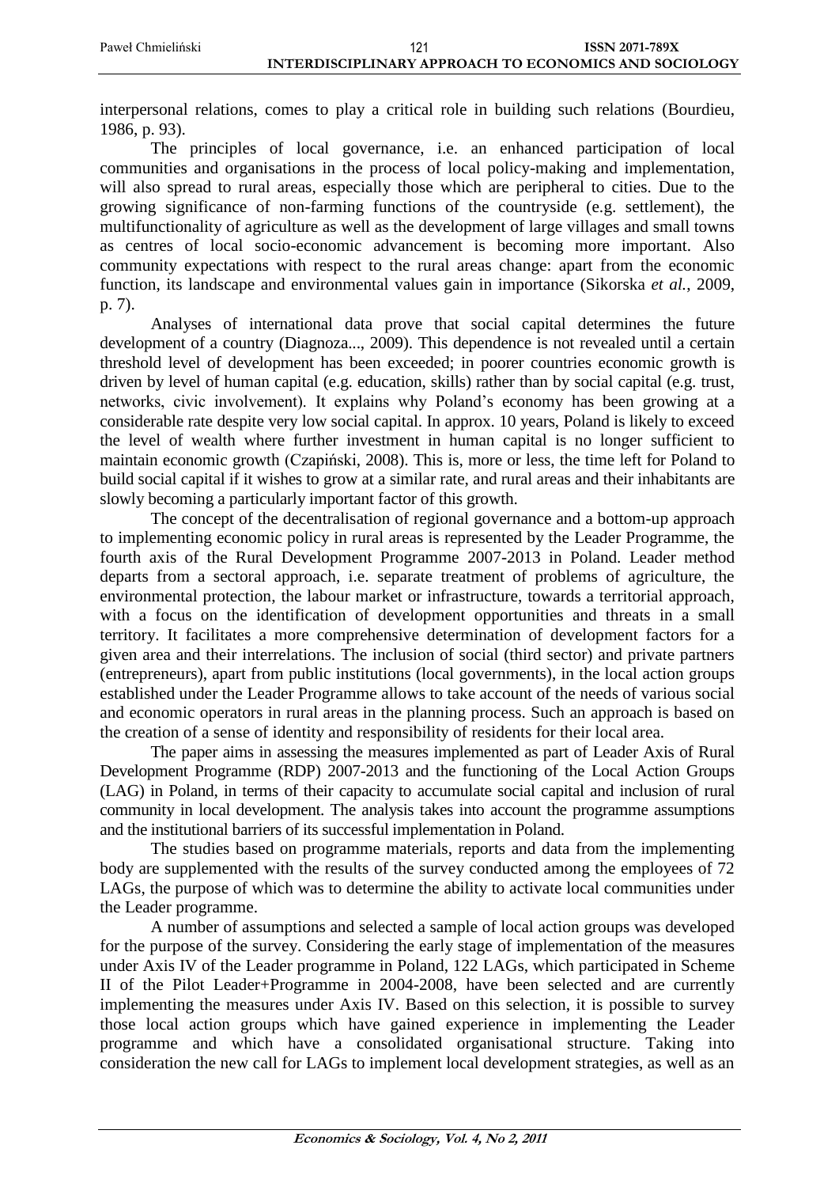interpersonal relations, comes to play a critical role in building such relations (Bourdieu, 1986, p. 93).

The principles of local governance, i.e. an enhanced participation of local communities and organisations in the process of local policy-making and implementation, will also spread to rural areas, especially those which are peripheral to cities. Due to the growing significance of non-farming functions of the countryside (e.g. settlement), the multifunctionality of agriculture as well as the development of large villages and small towns as centres of local socio-economic advancement is becoming more important. Also community expectations with respect to the rural areas change: apart from the economic function, its landscape and environmental values gain in importance (Sikorska *et al.*, 2009, p. 7).

Analyses of international data prove that social capital determines the future development of a country (Diagnoza..., 2009). This dependence is not revealed until a certain threshold level of development has been exceeded; in poorer countries economic growth is driven by level of human capital (e.g. education, skills) rather than by social capital (e.g. trust, networks, civic involvement). It explains why Poland's economy has been growing at a considerable rate despite very low social capital. In approx. 10 years, Poland is likely to exceed the level of wealth where further investment in human capital is no longer sufficient to maintain economic growth (Czapiński, 2008). This is, more or less, the time left for Poland to build social capital if it wishes to grow at a similar rate, and rural areas and their inhabitants are slowly becoming a particularly important factor of this growth.

The concept of the decentralisation of regional governance and a bottom-up approach to implementing economic policy in rural areas is represented by the Leader Programme, the fourth axis of the Rural Development Programme 2007-2013 in Poland. Leader method departs from a sectoral approach, i.e. separate treatment of problems of agriculture, the environmental protection, the labour market or infrastructure, towards a territorial approach, with a focus on the identification of development opportunities and threats in a small territory. It facilitates a more comprehensive determination of development factors for a given area and their interrelations. The inclusion of social (third sector) and private partners (entrepreneurs), apart from public institutions (local governments), in the local action groups established under the Leader Programme allows to take account of the needs of various social and economic operators in rural areas in the planning process. Such an approach is based on the creation of a sense of identity and responsibility of residents for their local area.

The paper aims in assessing the measures implemented as part of Leader Axis of Rural Development Programme (RDP) 2007-2013 and the functioning of the Local Action Groups (LAG) in Poland, in terms of their capacity to accumulate social capital and inclusion of rural community in local development. The analysis takes into account the programme assumptions and the institutional barriers of its successful implementation in Poland.

The studies based on programme materials, reports and data from the implementing body are supplemented with the results of the survey conducted among the employees of 72 LAGs, the purpose of which was to determine the ability to activate local communities under the Leader programme.

A number of assumptions and selected a sample of local action groups was developed for the purpose of the survey. Considering the early stage of implementation of the measures under Axis IV of the Leader programme in Poland, 122 LAGs, which participated in Scheme II of the Pilot Leader+Programme in 2004-2008, have been selected and are currently implementing the measures under Axis IV. Based on this selection, it is possible to survey those local action groups which have gained experience in implementing the Leader programme and which have a consolidated organisational structure. Taking into consideration the new call for LAGs to implement local development strategies, as well as an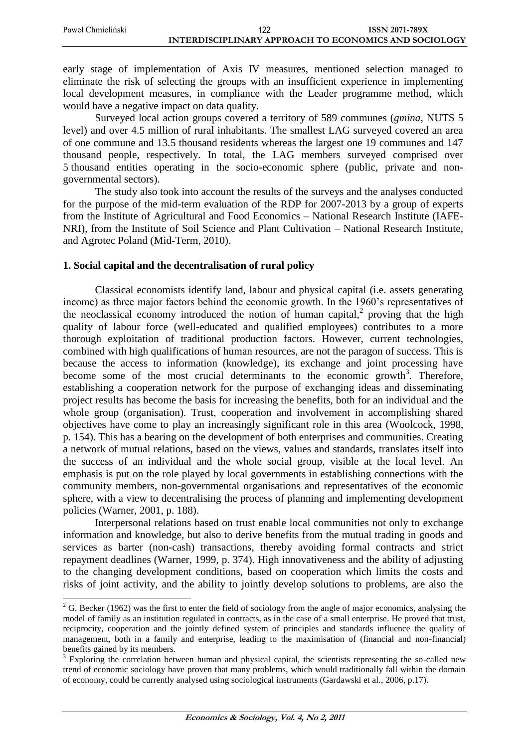early stage of implementation of Axis IV measures, mentioned selection managed to eliminate the risk of selecting the groups with an insufficient experience in implementing local development measures, in compliance with the Leader programme method, which would have a negative impact on data quality.

Surveyed local action groups covered a territory of 589 communes (*gmina*, NUTS 5 level) and over 4.5 million of rural inhabitants. The smallest LAG surveyed covered an area of one commune and 13.5 thousand residents whereas the largest one 19 communes and 147 thousand people, respectively. In total, the LAG members surveyed comprised over 5 thousand entities operating in the socio-economic sphere (public, private and non-governmental sectors).

The study also took into account the results of the surveys and the analyses conducted for the purpose of the mid-term evaluation of the RDP for 2007-2013 by a group of experts from the Institute of Agricultural and Food Economics – National Research Institute (IAFE-NRI), from the Institute of Soil Science and Plant Cultivation – National Research Institute, and Agrotec Poland (Mid-Term, 2010).

## 1. Social capital and the decentralisation of rural policy

Classical economists identify land, labour and physical capital (i.e. assets generating income) as three major factors behind the economic growth. In the 1960's representatives of the neoclassical economy introduced the notion of human capital,[2] proving that the high quality of labour force (well-educated and qualified employees) contributes to a more thorough exploitation of traditional production factors. However, current technologies, combined with high qualifications of human resources, are not the paragon of success. This is because the access to information (knowledge), its exchange and joint processing have become some of the most crucial determinants to the economic growth[3]. Therefore, establishing a cooperation network for the purpose of exchanging ideas and disseminating project results has become the basis for increasing the benefits, both for an individual and the whole group (organisation). Trust, cooperation and involvement in accomplishing shared objectives have come to play an increasingly significant role in this area (Woolcock, 1998, p. 154). This has a bearing on the development of both enterprises and communities. Creating a network of mutual relations, based on the views, values and standards, translates itself into the success of an individual and the whole social group, visible at the local level. An emphasis is put on the role played by local governments in establishing connections with the community members, non-governmental organisations and representatives of the economic sphere, with a view to decentralising the process of planning and implementing development policies (Warner, 2001, p. 188).

Interpersonal relations based on trust enable local communities not only to exchange information and knowledge, but also to derive benefits from the mutual trading in goods and services as barter (non-cash) transactions, thereby avoiding formal contracts and strict repayment deadlines (Warner, 1999, p. 374). High innovativeness and the ability of adjusting to the changing development conditions, based on cooperation which limits the costs and risks of joint activity, and the ability to jointly develop solutions to problems, are also the

---

[2] G. Becker (1962) was the first to enter the field of sociology from the angle of major economics, analysing the model of family as an institution regulated in contracts, as in the case of a small enterprise. He proved that trust, reciprocity, cooperation and the jointly defined system of principles and standards influence the quality of management, both in a family and enterprise, leading to the maximisation of (financial and non-financial) benefits gained by its members.

[3] Exploring the correlation between human and physical capital, the scientists representing the so-called new trend of economic sociology have proven that many problems, which would traditionally fall within the domain of economy, could be currently analysed using sociological instruments (Gardawski et al., 2006, p.17).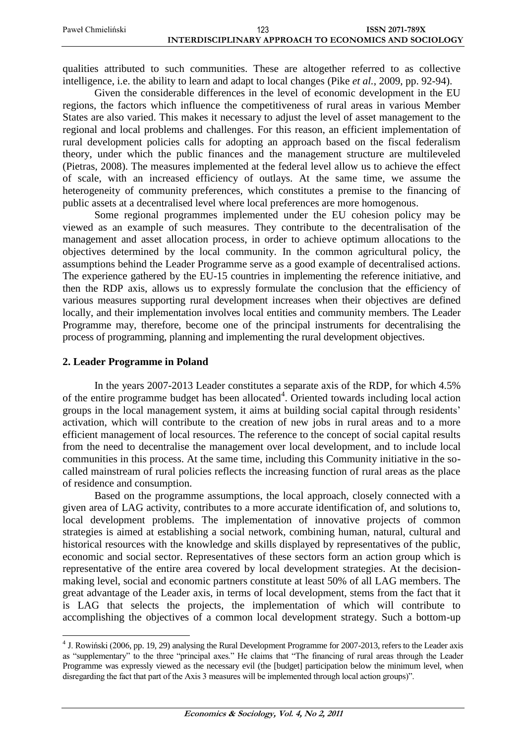qualities attributed to such communities. These are altogether referred to as collective intelligence, i.e. the ability to learn and adapt to local changes (Pike *et al.*, 2009, pp. 92-94).

Given the considerable differences in the level of economic development in the EU regions, the factors which influence the competitiveness of rural areas in various Member States are also varied. This makes it necessary to adjust the level of asset management to the regional and local problems and challenges. For this reason, an efficient implementation of rural development policies calls for adopting an approach based on the fiscal federalism theory, under which the public finances and the management structure are multileveled (Pietras, 2008). The measures implemented at the federal level allow us to achieve the effect of scale, with an increased efficiency of outlays. At the same time, we assume the heterogeneity of community preferences, which constitutes a premise to the financing of public assets at a decentralised level where local preferences are more homogenous.

Some regional programmes implemented under the EU cohesion policy may be viewed as an example of such measures. They contribute to the decentralisation of the management and asset allocation process, in order to achieve optimum allocations to the objectives determined by the local community. In the common agricultural policy, the assumptions behind the Leader Programme serve as a good example of decentralised actions. The experience gathered by the EU-15 countries in implementing the reference initiative, and then the RDP axis, allows us to expressly formulate the conclusion that the efficiency of various measures supporting rural development increases when their objectives are defined locally, and their implementation involves local entities and community members. The Leader Programme may, therefore, become one of the principal instruments for decentralising the process of programming, planning and implementing the rural development objectives.

## 2. Leader Programme in Poland

In the years 2007-2013 Leader constitutes a separate axis of the RDP, for which 4.5% of the entire programme budget has been allocated[4]. Oriented towards including local action groups in the local management system, it aims at building social capital through residents' activation, which will contribute to the creation of new jobs in rural areas and to a more efficient management of local resources. The reference to the concept of social capital results from the need to decentralise the management over local development, and to include local communities in this process. At the same time, including this Community initiative in the so-called mainstream of rural policies reflects the increasing function of rural areas as the place of residence and consumption.

Based on the programme assumptions, the local approach, closely connected with a given area of LAG activity, contributes to a more accurate identification of, and solutions to, local development problems. The implementation of innovative projects of common strategies is aimed at establishing a social network, combining human, natural, cultural and historical resources with the knowledge and skills displayed by representatives of the public, economic and social sector. Representatives of these sectors form an action group which is representative of the entire area covered by local development strategies. At the decision-making level, social and economic partners constitute at least 50% of all LAG members. The great advantage of the Leader axis, in terms of local development, stems from the fact that it is LAG that selects the projects, the implementation of which will contribute to accomplishing the objectives of a common local development strategy. Such a bottom-up

[4] J. Rowiński (2006, pp. 19, 29) analysing the Rural Development Programme for 2007-2013, refers to the Leader axis as "supplementary" to the three "principal axes." He claims that "The financing of rural areas through the Leader Programme was expressly viewed as the necessary evil (the [budget] participation below the minimum level, when disregarding the fact that part of the Axis 3 measures will be implemented through local action groups)".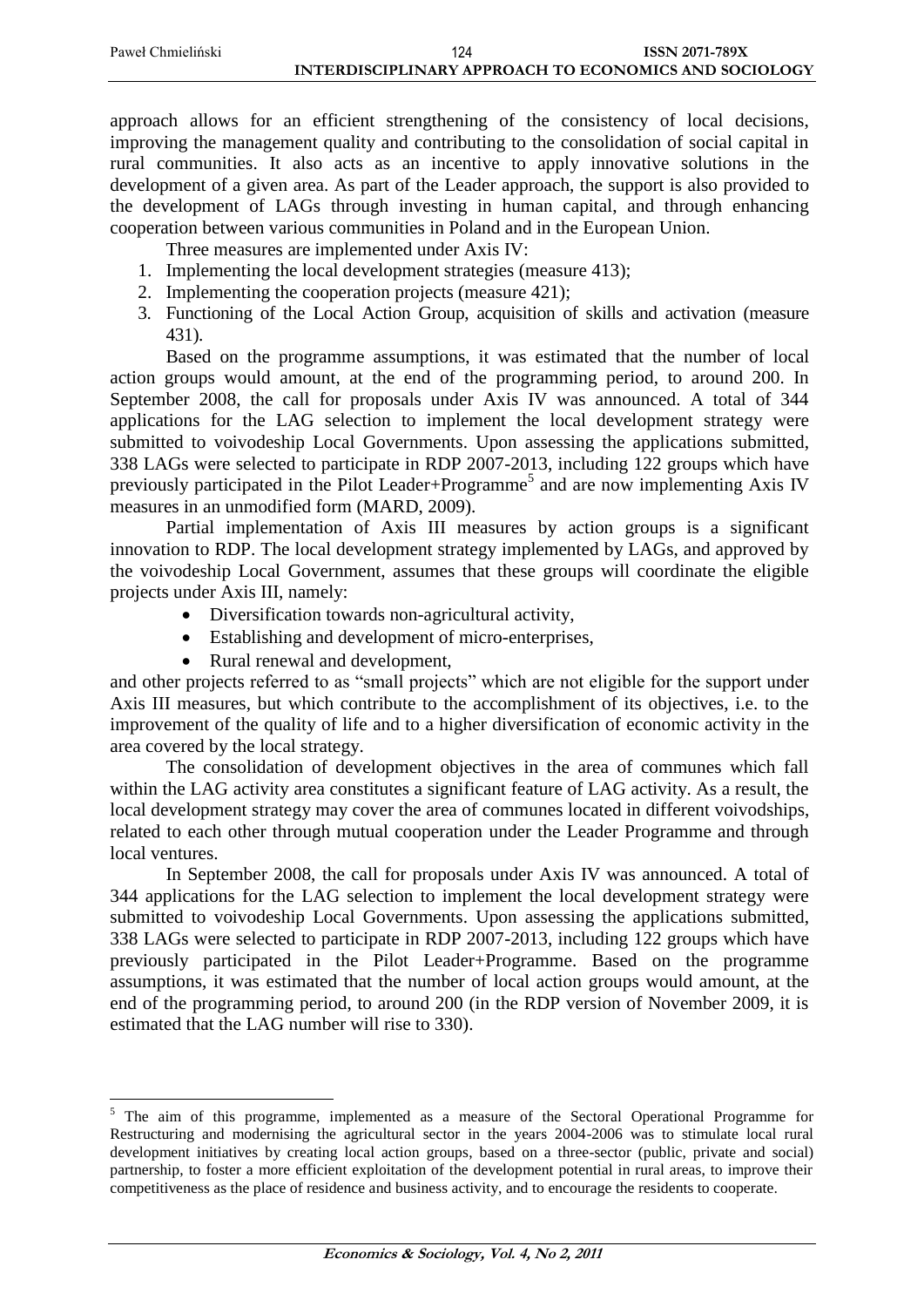approach allows for an efficient strengthening of the consistency of local decisions, improving the management quality and contributing to the consolidation of social capital in rural communities. It also acts as an incentive to apply innovative solutions in the development of a given area. As part of the Leader approach, the support is also provided to the development of LAGs through investing in human capital, and through enhancing cooperation between various communities in Poland and in the European Union.

Three measures are implemented under Axis IV:

1. Implementing the local development strategies (measure 413);
2. Implementing the cooperation projects (measure 421);
3. Functioning of the Local Action Group, acquisition of skills and activation (measure 431).

Based on the programme assumptions, it was estimated that the number of local action groups would amount, at the end of the programming period, to around 200. In September 2008, the call for proposals under Axis IV was announced. A total of 344 applications for the LAG selection to implement the local development strategy were submitted to voivodeship Local Governments. Upon assessing the applications submitted, 338 LAGs were selected to participate in RDP 2007-2013, including 122 groups which have previously participated in the Pilot Leader+Programme[5] and are now implementing Axis IV measures in an unmodified form (MARD, 2009).

Partial implementation of Axis III measures by action groups is a significant innovation to RDP. The local development strategy implemented by LAGs, and approved by the voivodeship Local Government, assumes that these groups will coordinate the eligible projects under Axis III, namely:

- Diversification towards non-agricultural activity,
- Establishing and development of micro-enterprises,
- Rural renewal and development,

and other projects referred to as "small projects" which are not eligible for the support under Axis III measures, but which contribute to the accomplishment of its objectives, i.e. to the improvement of the quality of life and to a higher diversification of economic activity in the area covered by the local strategy.

The consolidation of development objectives in the area of communes which fall within the LAG activity area constitutes a significant feature of LAG activity. As a result, the local development strategy may cover the area of communes located in different voivodships, related to each other through mutual cooperation under the Leader Programme and through local ventures.

In September 2008, the call for proposals under Axis IV was announced. A total of 344 applications for the LAG selection to implement the local development strategy were submitted to voivodeship Local Governments. Upon assessing the applications submitted, 338 LAGs were selected to participate in RDP 2007-2013, including 122 groups which have previously participated in the Pilot Leader+Programme. Based on the programme assumptions, it was estimated that the number of local action groups would amount, at the end of the programming period, to around 200 (in the RDP version of November 2009, it is estimated that the LAG number will rise to 330).

---

[5] The aim of this programme, implemented as a measure of the Sectoral Operational Programme for Restructuring and modernising the agricultural sector in the years 2004-2006 was to stimulate local rural development initiatives by creating local action groups, based on a three-sector (public, private and social) partnership, to foster a more efficient exploitation of the development potential in rural areas, to improve their competitiveness as the place of residence and business activity, and to encourage the residents to cooperate.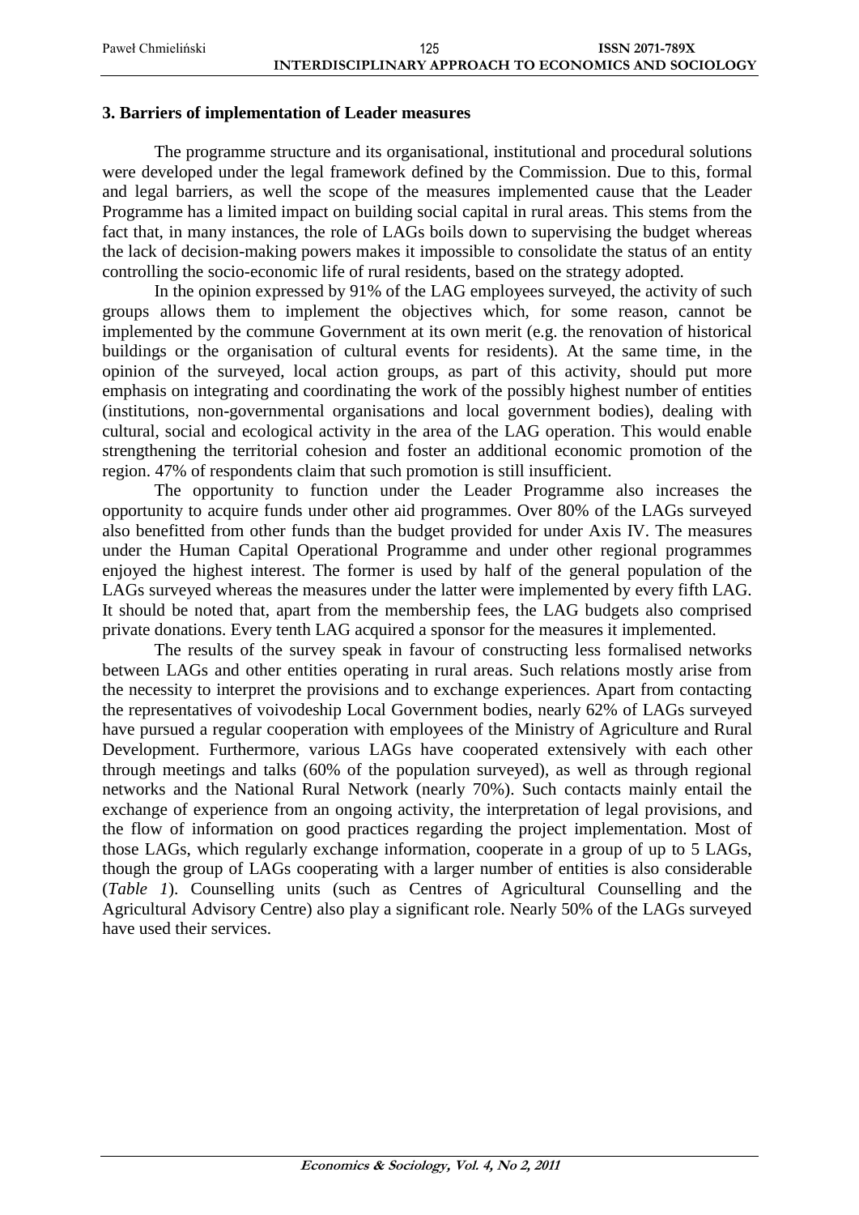### 3. Barriers of implementation of Leader measures

The programme structure and its organisational, institutional and procedural solutions were developed under the legal framework defined by the Commission. Due to this, formal and legal barriers, as well the scope of the measures implemented cause that the Leader Programme has a limited impact on building social capital in rural areas. This stems from the fact that, in many instances, the role of LAGs boils down to supervising the budget whereas the lack of decision-making powers makes it impossible to consolidate the status of an entity controlling the socio-economic life of rural residents, based on the strategy adopted.

In the opinion expressed by 91% of the LAG employees surveyed, the activity of such groups allows them to implement the objectives which, for some reason, cannot be implemented by the commune Government at its own merit (e.g. the renovation of historical buildings or the organisation of cultural events for residents). At the same time, in the opinion of the surveyed, local action groups, as part of this activity, should put more emphasis on integrating and coordinating the work of the possibly highest number of entities (institutions, non-governmental organisations and local government bodies), dealing with cultural, social and ecological activity in the area of the LAG operation. This would enable strengthening the territorial cohesion and foster an additional economic promotion of the region. 47% of respondents claim that such promotion is still insufficient.

The opportunity to function under the Leader Programme also increases the opportunity to acquire funds under other aid programmes. Over 80% of the LAGs surveyed also benefitted from other funds than the budget provided for under Axis IV. The measures under the Human Capital Operational Programme and under other regional programmes enjoyed the highest interest. The former is used by half of the general population of the LAGs surveyed whereas the measures under the latter were implemented by every fifth LAG. It should be noted that, apart from the membership fees, the LAG budgets also comprised private donations. Every tenth LAG acquired a sponsor for the measures it implemented.

The results of the survey speak in favour of constructing less formalised networks between LAGs and other entities operating in rural areas. Such relations mostly arise from the necessity to interpret the provisions and to exchange experiences. Apart from contacting the representatives of voivodeship Local Government bodies, nearly 62% of LAGs surveyed have pursued a regular cooperation with employees of the Ministry of Agriculture and Rural Development. Furthermore, various LAGs have cooperated extensively with each other through meetings and talks (60% of the population surveyed), as well as through regional networks and the National Rural Network (nearly 70%). Such contacts mainly entail the exchange of experience from an ongoing activity, the interpretation of legal provisions, and the flow of information on good practices regarding the project implementation. Most of those LAGs, which regularly exchange information, cooperate in a group of up to 5 LAGs, though the group of LAGs cooperating with a larger number of entities is also considerable (*Table 1*). Counselling units (such as Centres of Agricultural Counselling and the Agricultural Advisory Centre) also play a significant role. Nearly 50% of the LAGs surveyed have used their services.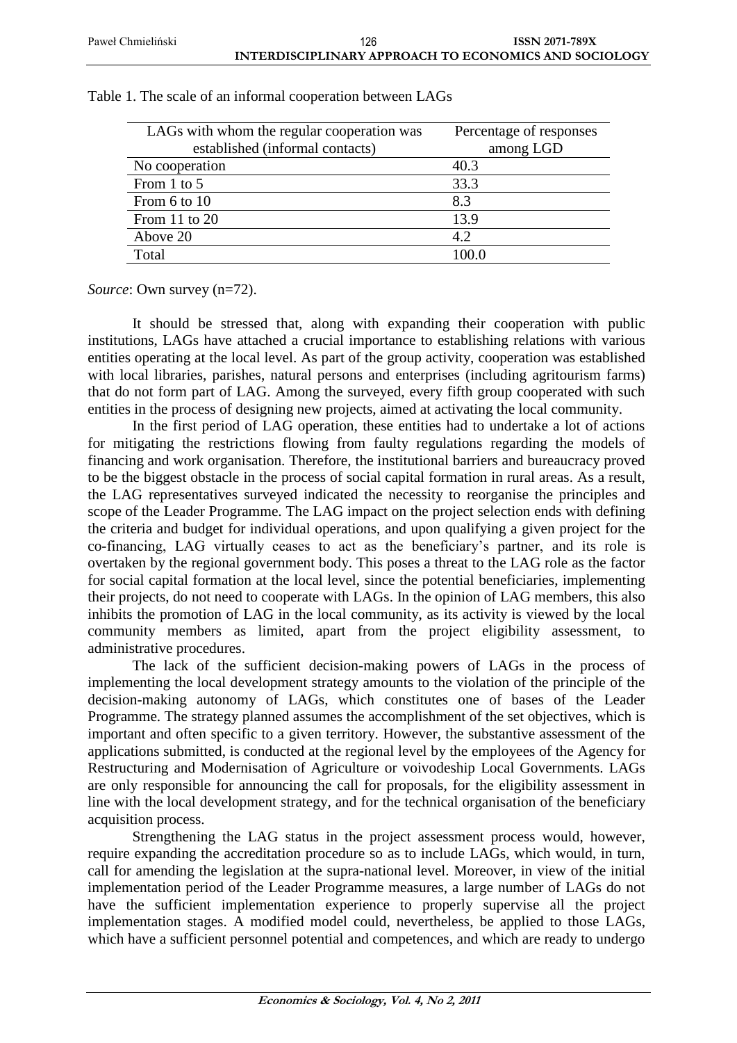Table 1. The scale of an informal cooperation between LAGs

| LAGs with whom the regular cooperation was established (informal contacts) | Percentage of responses among LGD |
|---|---|
| No cooperation | 40.3 |
| From 1 to 5 | 33.3 |
| From 6 to 10 | 8.3 |
| From 11 to 20 | 13.9 |
| Above 20 | 4.2 |
| Total | 100.0 |

*Source*: Own survey (n=72).

It should be stressed that, along with expanding their cooperation with public institutions, LAGs have attached a crucial importance to establishing relations with various entities operating at the local level. As part of the group activity, cooperation was established with local libraries, parishes, natural persons and enterprises (including agritourism farms) that do not form part of LAG. Among the surveyed, every fifth group cooperated with such entities in the process of designing new projects, aimed at activating the local community.

In the first period of LAG operation, these entities had to undertake a lot of actions for mitigating the restrictions flowing from faulty regulations regarding the models of financing and work organisation. Therefore, the institutional barriers and bureaucracy proved to be the biggest obstacle in the process of social capital formation in rural areas. As a result, the LAG representatives surveyed indicated the necessity to reorganise the principles and scope of the Leader Programme. The LAG impact on the project selection ends with defining the criteria and budget for individual operations, and upon qualifying a given project for the co-financing, LAG virtually ceases to act as the beneficiary's partner, and its role is overtaken by the regional government body. This poses a threat to the LAG role as the factor for social capital formation at the local level, since the potential beneficiaries, implementing their projects, do not need to cooperate with LAGs. In the opinion of LAG members, this also inhibits the promotion of LAG in the local community, as its activity is viewed by the local community members as limited, apart from the project eligibility assessment, to administrative procedures.

The lack of the sufficient decision-making powers of LAGs in the process of implementing the local development strategy amounts to the violation of the principle of the decision-making autonomy of LAGs, which constitutes one of bases of the Leader Programme. The strategy planned assumes the accomplishment of the set objectives, which is important and often specific to a given territory. However, the substantive assessment of the applications submitted, is conducted at the regional level by the employees of the Agency for Restructuring and Modernisation of Agriculture or voivodeship Local Governments. LAGs are only responsible for announcing the call for proposals, for the eligibility assessment in line with the local development strategy, and for the technical organisation of the beneficiary acquisition process.

Strengthening the LAG status in the project assessment process would, however, require expanding the accreditation procedure so as to include LAGs, which would, in turn, call for amending the legislation at the supra-national level. Moreover, in view of the initial implementation period of the Leader Programme measures, a large number of LAGs do not have the sufficient implementation experience to properly supervise all the project implementation stages. A modified model could, nevertheless, be applied to those LAGs, which have a sufficient personnel potential and competences, and which are ready to undergo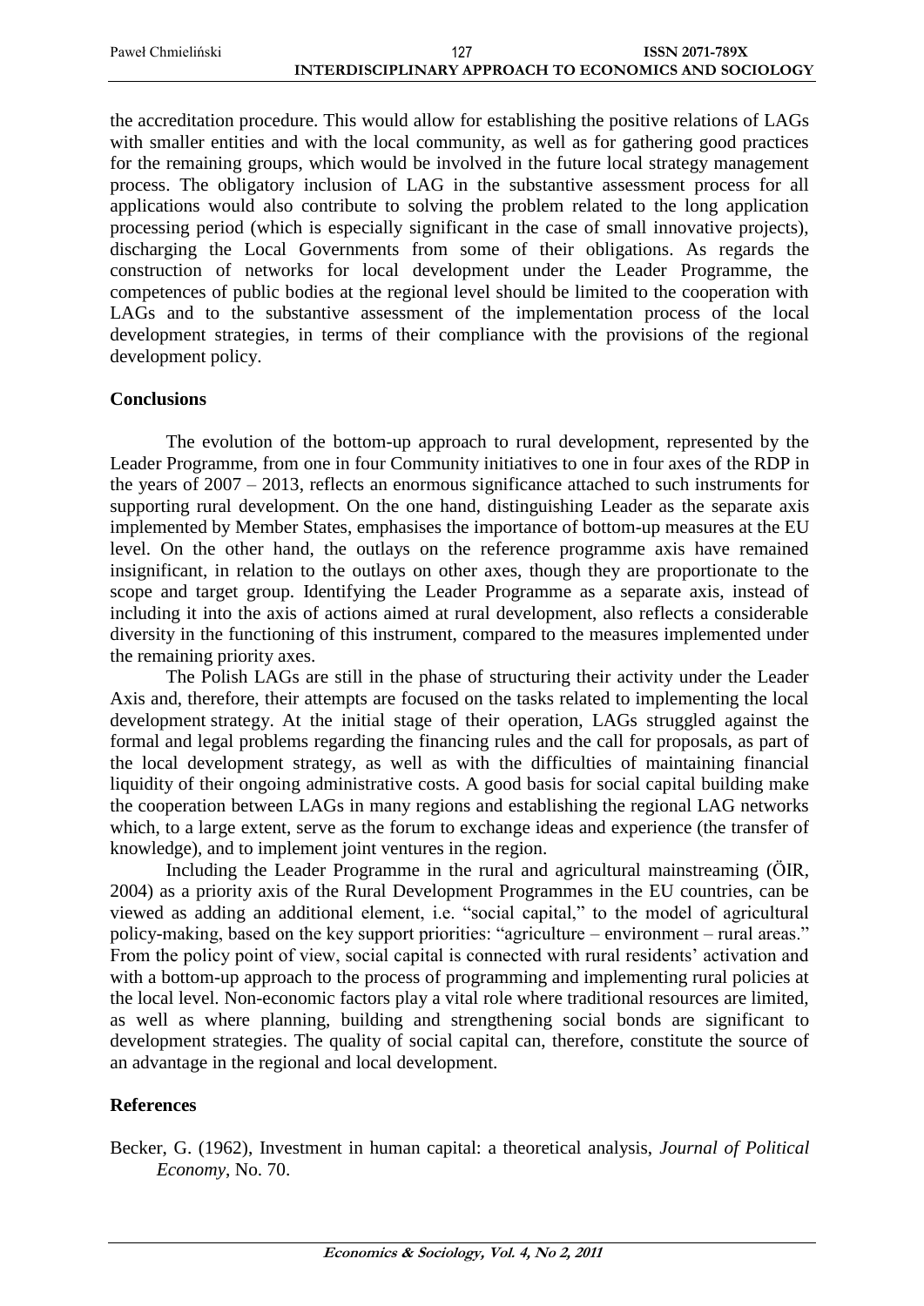the accreditation procedure. This would allow for establishing the positive relations of LAGs with smaller entities and with the local community, as well as for gathering good practices for the remaining groups, which would be involved in the future local strategy management process. The obligatory inclusion of LAG in the substantive assessment process for all applications would also contribute to solving the problem related to the long application processing period (which is especially significant in the case of small innovative projects), discharging the Local Governments from some of their obligations. As regards the construction of networks for local development under the Leader Programme, the competences of public bodies at the regional level should be limited to the cooperation with LAGs and to the substantive assessment of the implementation process of the local development strategies, in terms of their compliance with the provisions of the regional development policy.

## Conclusions

The evolution of the bottom-up approach to rural development, represented by the Leader Programme, from one in four Community initiatives to one in four axes of the RDP in the years of 2007 – 2013, reflects an enormous significance attached to such instruments for supporting rural development. On the one hand, distinguishing Leader as the separate axis implemented by Member States, emphasises the importance of bottom-up measures at the EU level. On the other hand, the outlays on the reference programme axis have remained insignificant, in relation to the outlays on other axes, though they are proportionate to the scope and target group. Identifying the Leader Programme as a separate axis, instead of including it into the axis of actions aimed at rural development, also reflects a considerable diversity in the functioning of this instrument, compared to the measures implemented under the remaining priority axes.

The Polish LAGs are still in the phase of structuring their activity under the Leader Axis and, therefore, their attempts are focused on the tasks related to implementing the local development strategy. At the initial stage of their operation, LAGs struggled against the formal and legal problems regarding the financing rules and the call for proposals, as part of the local development strategy, as well as with the difficulties of maintaining financial liquidity of their ongoing administrative costs. A good basis for social capital building make the cooperation between LAGs in many regions and establishing the regional LAG networks which, to a large extent, serve as the forum to exchange ideas and experience (the transfer of knowledge), and to implement joint ventures in the region.

Including the Leader Programme in the rural and agricultural mainstreaming (ÖIR, 2004) as a priority axis of the Rural Development Programmes in the EU countries, can be viewed as adding an additional element, i.e. "social capital," to the model of agricultural policy-making, based on the key support priorities: "agriculture – environment – rural areas." From the policy point of view, social capital is connected with rural residents' activation and with a bottom-up approach to the process of programming and implementing rural policies at the local level. Non-economic factors play a vital role where traditional resources are limited, as well as where planning, building and strengthening social bonds are significant to development strategies. The quality of social capital can, therefore, constitute the source of an advantage in the regional and local development.

## References

Becker, G. (1962), Investment in human capital: a theoretical analysis, *Journal of Political Economy*, No. 70.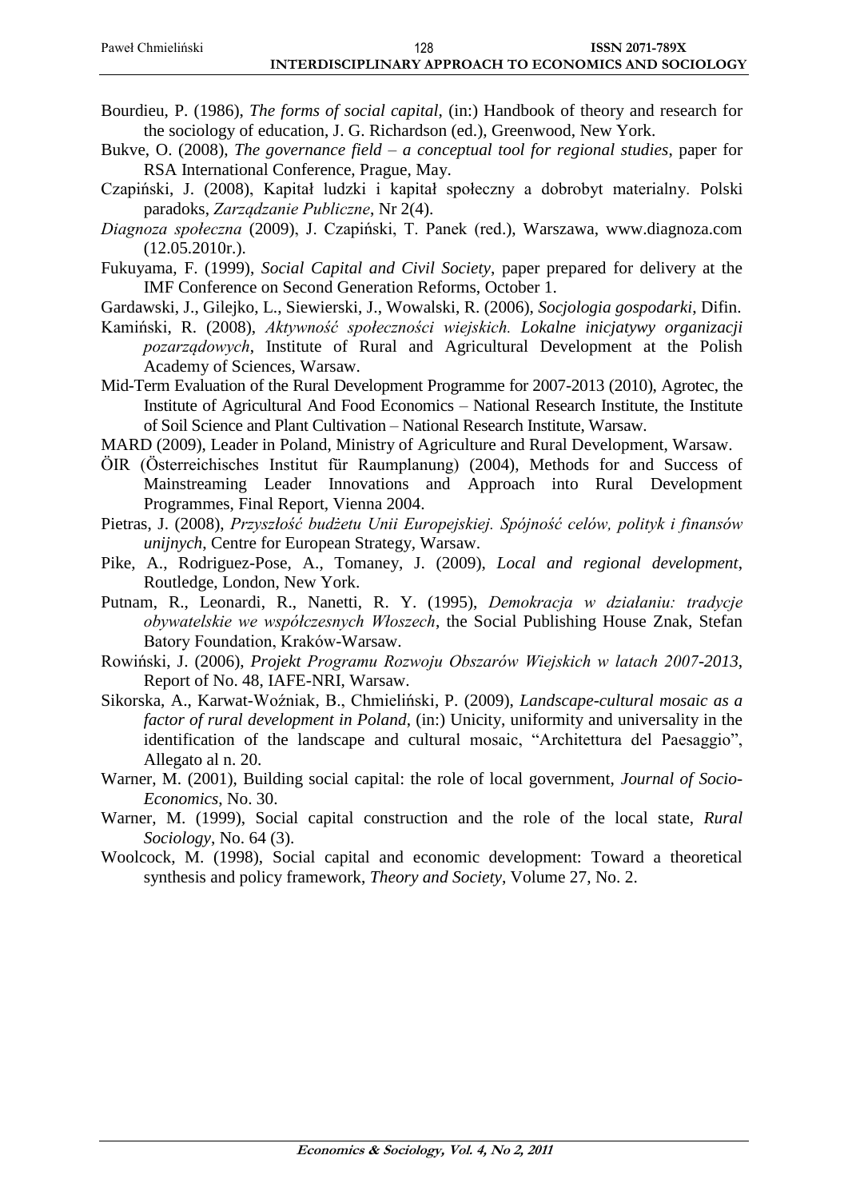Bourdieu, P. (1986), *The forms of social capital*, (in:) Handbook of theory and research for the sociology of education, J. G. Richardson (ed.), Greenwood, New York.

Bukve, O. (2008), *The governance field – a conceptual tool for regional studies*, paper for RSA International Conference, Prague, May.

Czapiński, J. (2008), Kapitał ludzki i kapitał społeczny a dobrobyt materialny. Polski paradoks, *Zarządzanie Publiczne*, Nr 2(4).

*Diagnoza społeczna* (2009), J. Czapiński, T. Panek (red.), Warszawa, www.diagnoza.com (12.05.2010r.).

Fukuyama, F. (1999), *Social Capital and Civil Society*, paper prepared for delivery at the IMF Conference on Second Generation Reforms, October 1.

Gardawski, J., Gilejko, L., Siewierski, J., Wowalski, R. (2006), *Socjologia gospodarki*, Difin.

Kamiński, R. (2008), *Aktywność społeczności wiejskich. Lokalne inicjatywy organizacji pozarządowych*, Institute of Rural and Agricultural Development at the Polish Academy of Sciences, Warsaw.

Mid-Term Evaluation of the Rural Development Programme for 2007-2013 (2010), Agrotec, the Institute of Agricultural And Food Economics – National Research Institute, the Institute of Soil Science and Plant Cultivation – National Research Institute, Warsaw.

MARD (2009), Leader in Poland, Ministry of Agriculture and Rural Development, Warsaw.

ÖIR (Österreichisches Institut für Raumplanung) (2004), Methods for and Success of Mainstreaming Leader Innovations and Approach into Rural Development Programmes, Final Report, Vienna 2004.

Pietras, J. (2008), *Przyszłość budżetu Unii Europejskiej. Spójność celów, polityk i finansów unijnych*, Centre for European Strategy, Warsaw.

Pike, A., Rodriguez-Pose, A., Tomaney, J. (2009), *Local and regional development*, Routledge, London, New York.

Putnam, R., Leonardi, R., Nanetti, R. Y. (1995), *Demokracja w działaniu: tradycje obywatelskie we współczesnych Włoszech*, the Social Publishing House Znak, Stefan Batory Foundation, Kraków-Warsaw.

Rowiński, J. (2006), *Projekt Programu Rozwoju Obszarów Wiejskich w latach 2007-2013*, Report of No. 48, IAFE-NRI, Warsaw.

Sikorska, A., Karwat-Woźniak, B., Chmieliński, P. (2009), *Landscape-cultural mosaic as a factor of rural development in Poland*, (in:) Unicity, uniformity and universality in the identification of the landscape and cultural mosaic, "Architettura del Paesaggio", Allegato al n. 20.

Warner, M. (2001), Building social capital: the role of local government, *Journal of Socio-Economics*, No. 30.

Warner, M. (1999), Social capital construction and the role of the local state, *Rural Sociology*, No. 64 (3).

Woolcock, M. (1998), Social capital and economic development: Toward a theoretical synthesis and policy framework, *Theory and Society*, Volume 27, No. 2.